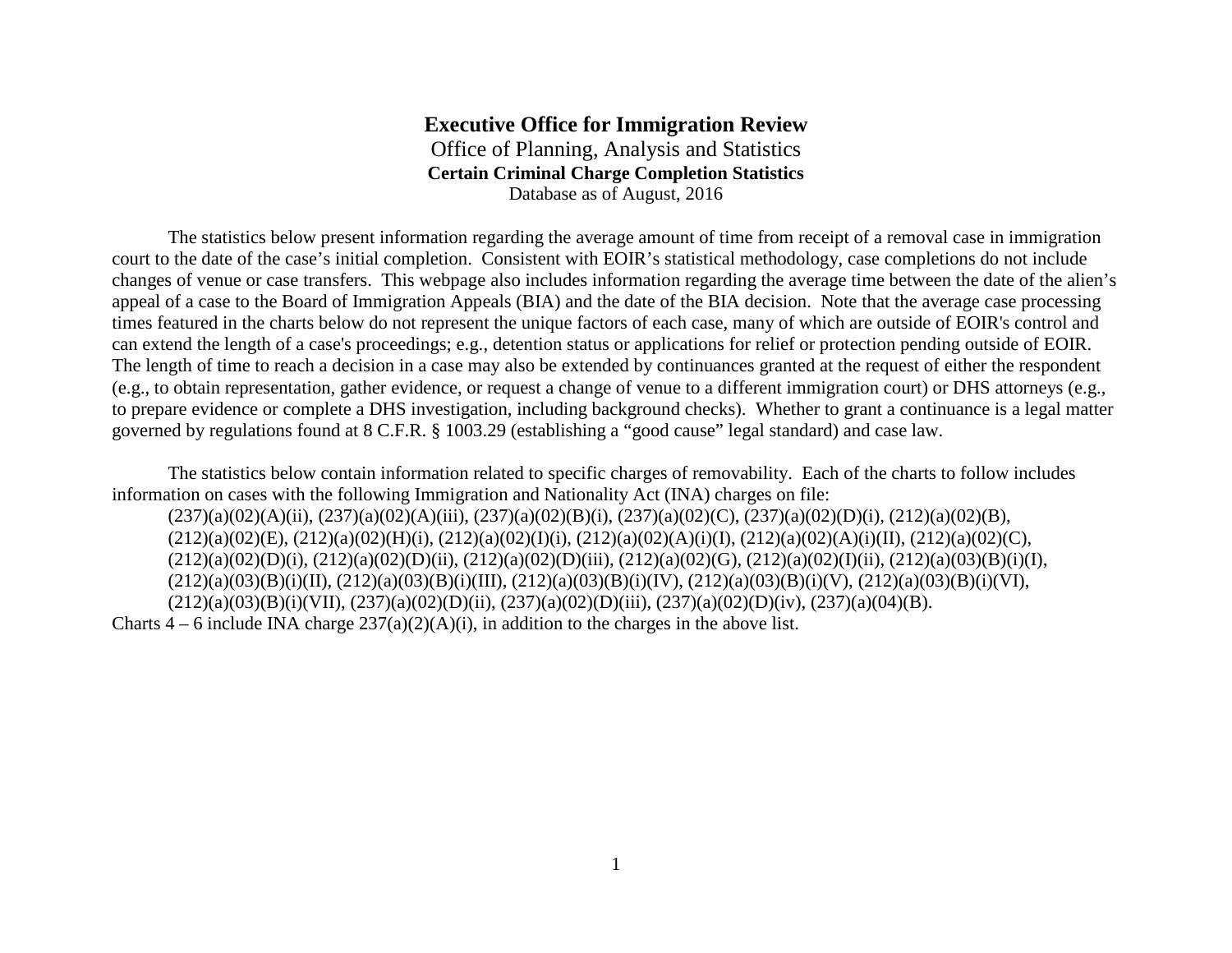# Executive Office for Immigration Review

Office of Planning, Analysis and Statistics

**Certain Criminal Charge Completion Statistics**

Database as of August, 2016

The statistics below present information regarding the average amount of time from receipt of a removal case in immigration court to the date of the case's initial completion. Consistent with EOIR's statistical methodology, case completions do not include changes of venue or case transfers. This webpage also includes information regarding the average time between the date of the alien's appeal of a case to the Board of Immigration Appeals (BIA) and the date of the BIA decision. Note that the average case processing times featured in the charts below do not represent the unique factors of each case, many of which are outside of EOIR's control and can extend the length of a case's proceedings; e.g., detention status or applications for relief or protection pending outside of EOIR. The length of time to reach a decision in a case may also be extended by continuances granted at the request of either the respondent (e.g., to obtain representation, gather evidence, or request a change of venue to a different immigration court) or DHS attorneys (e.g., to prepare evidence or complete a DHS investigation, including background checks). Whether to grant a continuance is a legal matter governed by regulations found at 8 C.F.R. § 1003.29 (establishing a "good cause" legal standard) and case law.

The statistics below contain information related to specific charges of removability. Each of the charts to follow includes information on cases with the following Immigration and Nationality Act (INA) charges on file:

(237)(a)(02)(A)(ii), (237)(a)(02)(A)(iii), (237)(a)(02)(B)(i), (237)(a)(02)(C), (237)(a)(02)(D)(i), (212)(a)(02)(B), (212)(a)(02)(E), (212)(a)(02)(H)(i), (212)(a)(02)(I)(i), (212)(a)(02)(A)(i)(I), (212)(a)(02)(A)(i)(II), (212)(a)(02)(C), (212)(a)(02)(D)(i), (212)(a)(02)(D)(ii), (212)(a)(02)(D)(iii), (212)(a)(02)(G), (212)(a)(02)(I)(ii), (212)(a)(03)(B)(i)(I), (212)(a)(03)(B)(i)(II), (212)(a)(03)(B)(i)(III), (212)(a)(03)(B)(i)(IV), (212)(a)(03)(B)(i)(V), (212)(a)(03)(B)(i)(VI), (212)(a)(03)(B)(i)(VII), (237)(a)(02)(D)(ii), (237)(a)(02)(D)(iii), (237)(a)(02)(D)(iv), (237)(a)(04)(B).

Charts 4 – 6 include INA charge 237(a)(2)(A)(i), in addition to the charges in the above list.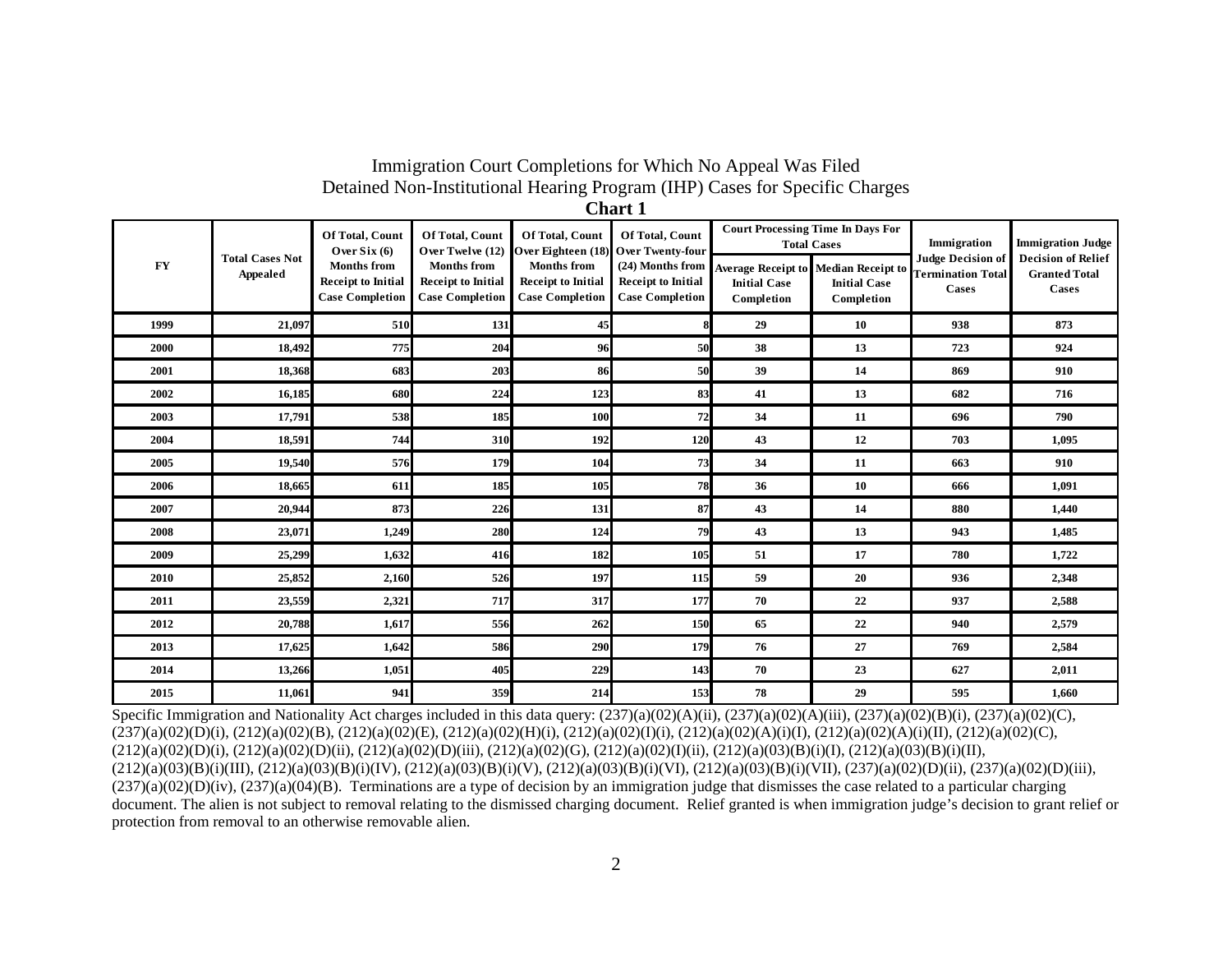# Immigration Court Completions for Which No Appeal Was Filed
## Detained Non-Institutional Hearing Program (IHP) Cases for Specific Charges
### Chart 1

| FY | Total Cases Not Appealed | Of Total, Count Over Six (6) Months from Receipt to Initial Case Completion | Of Total, Count Over Twelve (12) Months from Receipt to Initial Case Completion | Of Total, Count Over Eighteen (18) Months from Receipt to Initial Case Completion | Of Total, Count Over Twenty-four (24) Months from Receipt to Initial Case Completion | Court Processing Time In Days For Total Cases | | Immigration Judge Decision of Termination Total Cases | Immigration Judge Decision of Relief Granted Total Cases |
|---|---|---|---|---|---|---|---|---|---|
| | | | | | | Average Receipt to Initial Case Completion | Median Receipt to Initial Case Completion | | |
| 1999 | 21,097 | 510 | 131 | 45 | 8 | 29 | 10 | 938 | 873 |
| 2000 | 18,492 | 775 | 204 | 96 | 50 | 38 | 13 | 723 | 924 |
| 2001 | 18,368 | 683 | 203 | 86 | 50 | 39 | 14 | 869 | 910 |
| 2002 | 16,185 | 680 | 224 | 123 | 83 | 41 | 13 | 682 | 716 |
| 2003 | 17,791 | 538 | 185 | 100 | 72 | 34 | 11 | 696 | 790 |
| 2004 | 18,591 | 744 | 310 | 192 | 120 | 43 | 12 | 703 | 1,095 |
| 2005 | 19,540 | 576 | 179 | 104 | 73 | 34 | 11 | 663 | 910 |
| 2006 | 18,665 | 611 | 185 | 105 | 78 | 36 | 10 | 666 | 1,091 |
| 2007 | 20,944 | 873 | 226 | 131 | 87 | 43 | 14 | 880 | 1,440 |
| 2008 | 23,071 | 1,249 | 280 | 124 | 79 | 43 | 13 | 943 | 1,485 |
| 2009 | 25,299 | 1,632 | 416 | 182 | 105 | 51 | 17 | 780 | 1,722 |
| 2010 | 25,852 | 2,160 | 526 | 197 | 115 | 59 | 20 | 936 | 2,348 |
| 2011 | 23,559 | 2,321 | 717 | 317 | 177 | 70 | 22 | 937 | 2,588 |
| 2012 | 20,788 | 1,617 | 556 | 262 | 150 | 65 | 22 | 940 | 2,579 |
| 2013 | 17,625 | 1,642 | 586 | 290 | 179 | 76 | 27 | 769 | 2,584 |
| 2014 | 13,266 | 1,051 | 405 | 229 | 143 | 70 | 23 | 627 | 2,011 |
| 2015 | 11,061 | 941 | 359 | 214 | 153 | 78 | 29 | 595 | 1,660 |

Specific Immigration and Nationality Act charges included in this data query: (237)(a)(02)(A)(ii), (237)(a)(02)(A)(iii), (237)(a)(02)(B)(i), (237)(a)(02)(C), (237)(a)(02)(D)(i), (212)(a)(02)(B), (212)(a)(02)(E), (212)(a)(02)(H)(i), (212)(a)(02)(I)(i), (212)(a)(02)(A)(i)(I), (212)(a)(02)(A)(i)(II), (212)(a)(02)(C), (212)(a)(02)(D)(i), (212)(a)(02)(D)(ii), (212)(a)(02)(D)(iii), (212)(a)(02)(G), (212)(a)(02)(I)(ii), (212)(a)(03)(B)(i)(I), (212)(a)(03)(B)(i)(II), (212)(a)(03)(B)(i)(III), (212)(a)(03)(B)(i)(IV), (212)(a)(03)(B)(i)(V), (212)(a)(03)(B)(i)(VI), (212)(a)(03)(B)(i)(VII), (237)(a)(02)(D)(ii), (237)(a)(02)(D)(iii), (237)(a)(02)(D)(iv), (237)(a)(04)(B). Terminations are a type of decision by an immigration judge that dismisses the case related to a particular charging document. The alien is not subject to removal relating to the dismissed charging document. Relief granted is when immigration judge's decision to grant relief or protection from removal to an otherwise removable alien.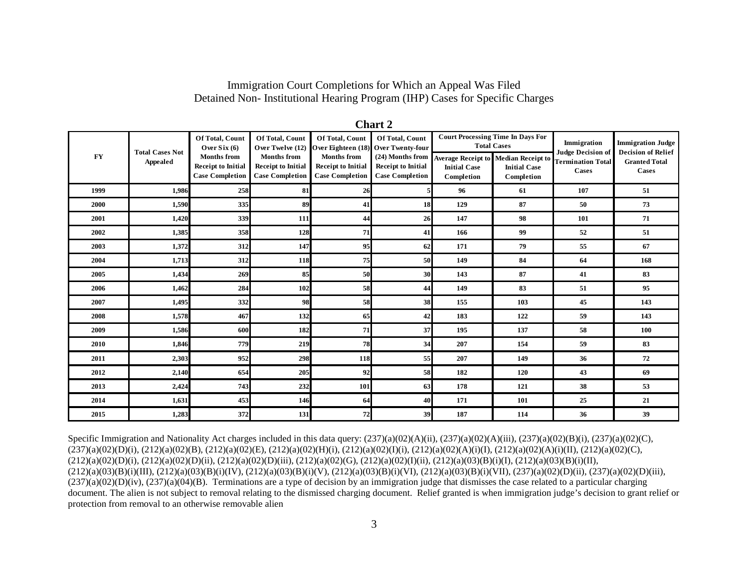Immigration Court Completions for Which an Appeal Was Filed
Detained Non- Institutional Hearing Program (IHP) Cases for Specific Charges

**Chart 2**

| FY | Total Cases Not Appealed | Of Total, Count Over Six (6) Months from Receipt to Initial Case Completion | Of Total, Count Over Twelve (12) Months from Receipt to Initial Case Completion | Of Total, Count Over Eighteen (18) Months from Receipt to Initial Case Completion | Of Total, Count Over Twenty-four (24) Months from Receipt to Initial Case Completion | Court Processing Time In Days For Total Cases | | Immigration Judge Decision of Termination Total Cases | Immigration Judge Decision of Relief Granted Total Cases |
|---|---|---|---|---|---|---|---|---|---|
| | | | | | | Average Receipt to Initial Case Completion | Median Receipt to Initial Case Completion | | |
| 1999 | 1,986 | 258 | 81 | 26 | 5 | 96 | 61 | 107 | 51 |
| 2000 | 1,590 | 335 | 89 | 41 | 18 | 129 | 87 | 50 | 73 |
| 2001 | 1,420 | 339 | 111 | 44 | 26 | 147 | 98 | 101 | 71 |
| 2002 | 1,385 | 358 | 128 | 71 | 41 | 166 | 99 | 52 | 51 |
| 2003 | 1,372 | 312 | 147 | 95 | 62 | 171 | 79 | 55 | 67 |
| 2004 | 1,713 | 312 | 118 | 75 | 50 | 149 | 84 | 64 | 168 |
| 2005 | 1,434 | 269 | 85 | 50 | 30 | 143 | 87 | 41 | 83 |
| 2006 | 1,462 | 284 | 102 | 58 | 44 | 149 | 83 | 51 | 95 |
| 2007 | 1,495 | 332 | 98 | 58 | 38 | 155 | 103 | 45 | 143 |
| 2008 | 1,578 | 467 | 132 | 65 | 42 | 183 | 122 | 59 | 143 |
| 2009 | 1,586 | 600 | 182 | 71 | 37 | 195 | 137 | 58 | 100 |
| 2010 | 1,846 | 779 | 219 | 78 | 34 | 207 | 154 | 59 | 83 |
| 2011 | 2,303 | 952 | 298 | 118 | 55 | 207 | 149 | 36 | 72 |
| 2012 | 2,140 | 654 | 205 | 92 | 58 | 182 | 120 | 43 | 69 |
| 2013 | 2,424 | 743 | 232 | 101 | 63 | 178 | 121 | 38 | 53 |
| 2014 | 1,631 | 453 | 146 | 64 | 40 | 171 | 101 | 25 | 21 |
| 2015 | 1,283 | 372 | 131 | 72 | 39 | 187 | 114 | 36 | 39 |

Specific Immigration and Nationality Act charges included in this data query: (237)(a)(02)(A)(ii), (237)(a)(02)(A)(iii), (237)(a)(02)(B)(i), (237)(a)(02)(C), (237)(a)(02)(D)(i), (212)(a)(02)(B), (212)(a)(02)(E), (212)(a)(02)(H)(i), (212)(a)(02)(I)(i), (212)(a)(02)(A)(i)(I), (212)(a)(02)(A)(i)(II), (212)(a)(02)(C), (212)(a)(02)(D)(i), (212)(a)(02)(D)(ii), (212)(a)(02)(D)(iii), (212)(a)(02)(G), (212)(a)(02)(I)(ii), (212)(a)(03)(B)(i)(I), (212)(a)(03)(B)(i)(II), (212)(a)(03)(B)(i)(III), (212)(a)(03)(B)(i)(IV), (212)(a)(03)(B)(i)(V), (212)(a)(03)(B)(i)(VI), (212)(a)(03)(B)(i)(VII), (237)(a)(02)(D)(ii), (237)(a)(02)(D)(iii), (237)(a)(02)(D)(iv), (237)(a)(04)(B). Terminations are a type of decision by an immigration judge that dismisses the case related to a particular charging document. The alien is not subject to removal relating to the dismissed charging document. Relief granted is when immigration judge's decision to grant relief or protection from removal to an otherwise removable alien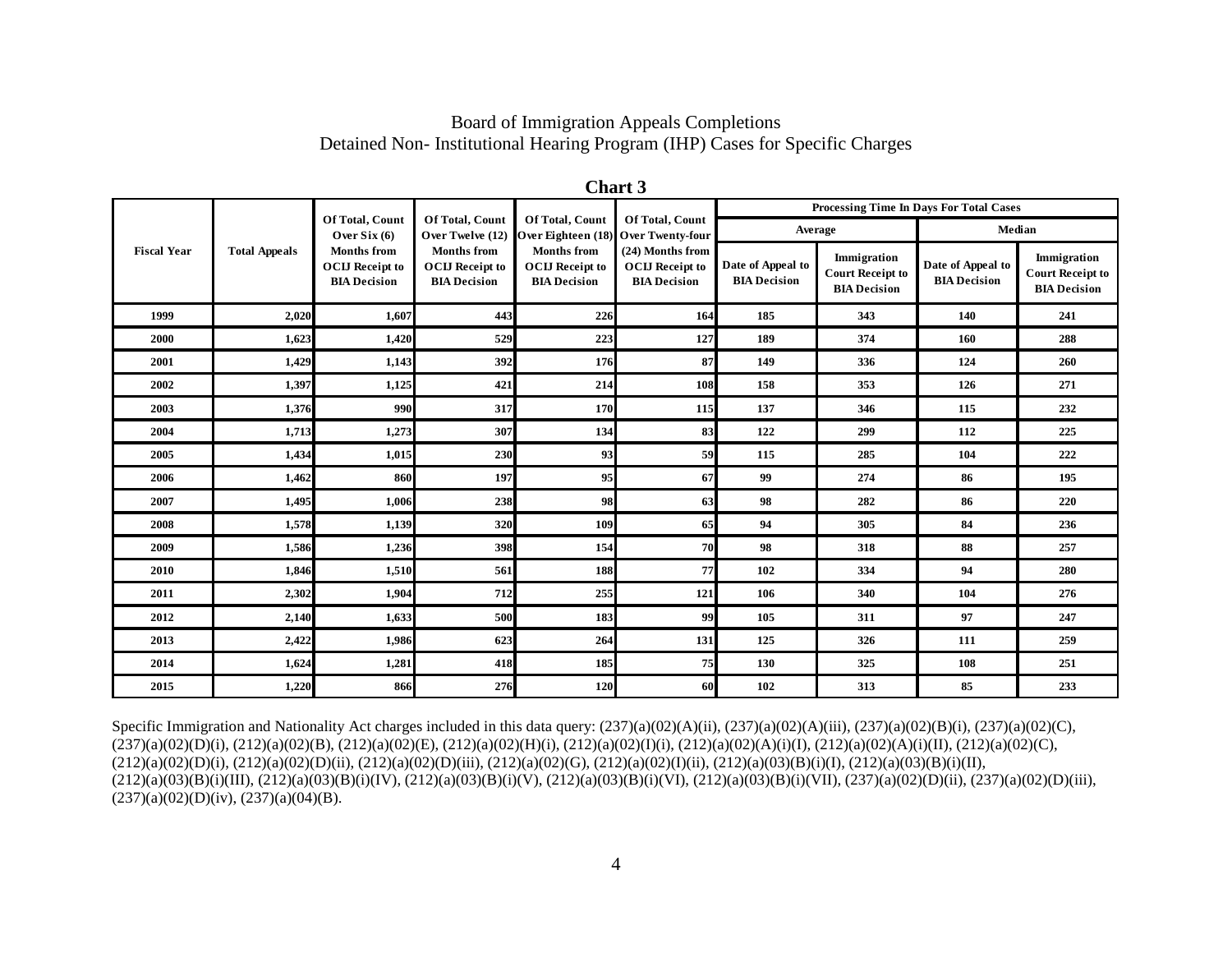# Board of Immigration Appeals Completions
## Detained Non- Institutional Hearing Program (IHP) Cases for Specific Charges

**Chart 3**

| Fiscal Year | Total Appeals | Of Total, Count Over Six (6) Months from OCIJ Receipt to BIA Decision | Of Total, Count Over Twelve (12) Months from OCIJ Receipt to BIA Decision | Of Total, Count Over Eighteen (18) Months from OCIJ Receipt to BIA Decision | Of Total, Count Over Twenty-four (24) Months from OCIJ Receipt to BIA Decision | Processing Time In Days For Total Cases | | | |
|---|---|---|---|---|---|---|---|---|---|
| | | | | | | Average | | Median | |
| | | | | | | Date of Appeal to BIA Decision | Immigration Court Receipt to BIA Decision | Date of Appeal to BIA Decision | Immigration Court Receipt to BIA Decision |
| 1999 | 2,020 | 1,607 | 443 | 226 | 164 | 185 | 343 | 140 | 241 |
| 2000 | 1,623 | 1,420 | 529 | 223 | 127 | 189 | 374 | 160 | 288 |
| 2001 | 1,429 | 1,143 | 392 | 176 | 87 | 149 | 336 | 124 | 260 |
| 2002 | 1,397 | 1,125 | 421 | 214 | 108 | 158 | 353 | 126 | 271 |
| 2003 | 1,376 | 990 | 317 | 170 | 115 | 137 | 346 | 115 | 232 |
| 2004 | 1,713 | 1,273 | 307 | 134 | 83 | 122 | 299 | 112 | 225 |
| 2005 | 1,434 | 1,015 | 230 | 93 | 59 | 115 | 285 | 104 | 222 |
| 2006 | 1,462 | 860 | 197 | 95 | 67 | 99 | 274 | 86 | 195 |
| 2007 | 1,495 | 1,006 | 238 | 98 | 63 | 98 | 282 | 86 | 220 |
| 2008 | 1,578 | 1,139 | 320 | 109 | 65 | 94 | 305 | 84 | 236 |
| 2009 | 1,586 | 1,236 | 398 | 154 | 70 | 98 | 318 | 88 | 257 |
| 2010 | 1,846 | 1,510 | 561 | 188 | 77 | 102 | 334 | 94 | 280 |
| 2011 | 2,302 | 1,904 | 712 | 255 | 121 | 106 | 340 | 104 | 276 |
| 2012 | 2,140 | 1,633 | 500 | 183 | 99 | 105 | 311 | 97 | 247 |
| 2013 | 2,422 | 1,986 | 623 | 264 | 131 | 125 | 326 | 111 | 259 |
| 2014 | 1,624 | 1,281 | 418 | 185 | 75 | 130 | 325 | 108 | 251 |
| 2015 | 1,220 | 866 | 276 | 120 | 60 | 102 | 313 | 85 | 233 |

Specific Immigration and Nationality Act charges included in this data query: (237)(a)(02)(A)(ii), (237)(a)(02)(A)(iii), (237)(a)(02)(B)(i), (237)(a)(02)(C), (237)(a)(02)(D)(i), (212)(a)(02)(B), (212)(a)(02)(E), (212)(a)(02)(H)(i), (212)(a)(02)(I)(i), (212)(a)(02)(A)(i)(I), (212)(a)(02)(A)(i)(II), (212)(a)(02)(C), (212)(a)(02)(D)(i), (212)(a)(02)(D)(ii), (212)(a)(02)(D)(iii), (212)(a)(02)(G), (212)(a)(02)(I)(ii), (212)(a)(03)(B)(i)(I), (212)(a)(03)(B)(i)(II), (212)(a)(03)(B)(i)(III), (212)(a)(03)(B)(i)(IV), (212)(a)(03)(B)(i)(V), (212)(a)(03)(B)(i)(VI), (212)(a)(03)(B)(i)(VII), (237)(a)(02)(D)(ii), (237)(a)(02)(D)(iii), (237)(a)(02)(D)(iv), (237)(a)(04)(B).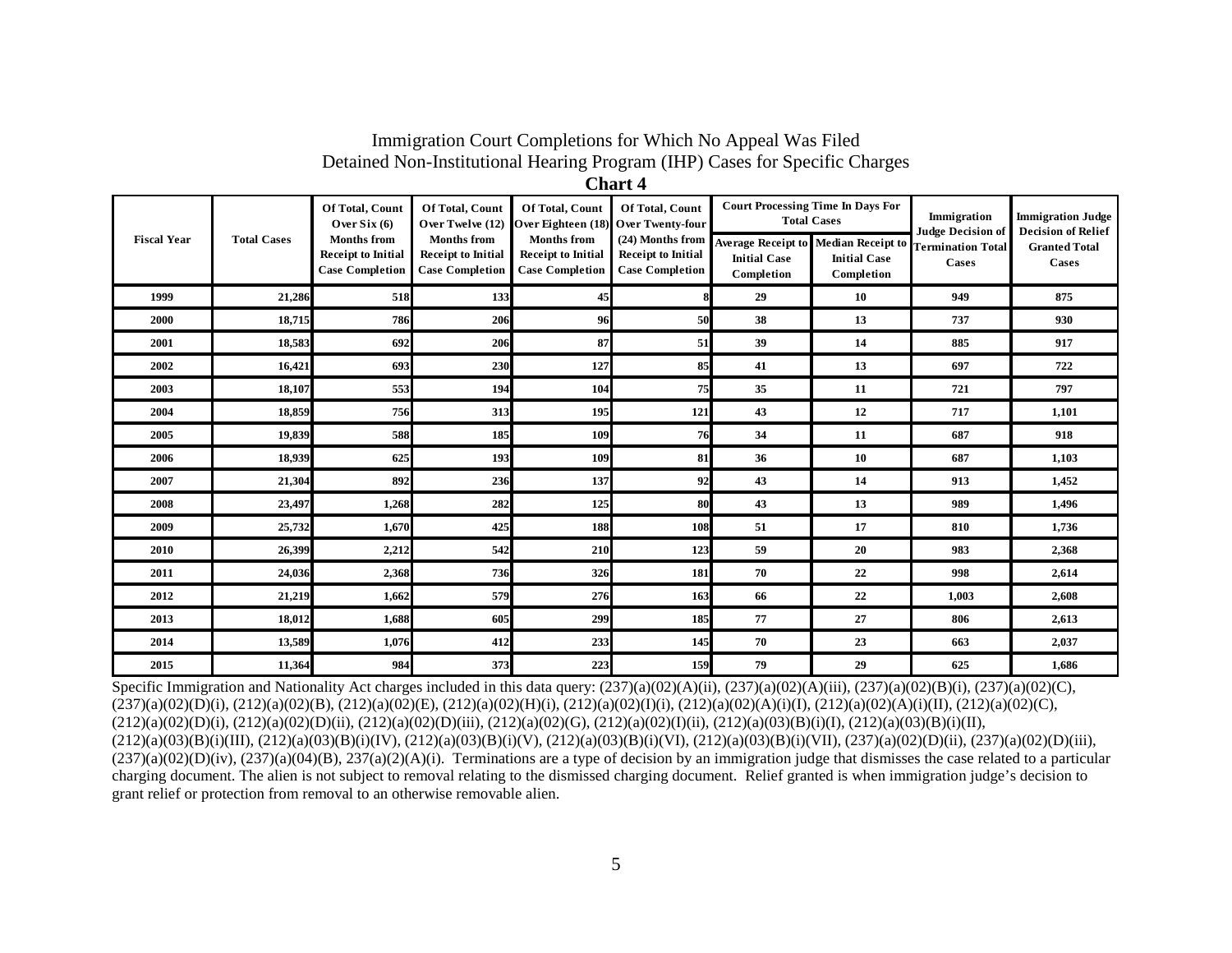# Immigration Court Completions for Which No Appeal Was Filed

## Detained Non-Institutional Hearing Program (IHP) Cases for Specific Charges

**Chart 4**

| Fiscal Year | Total Cases | Of Total, Count Over Six (6) Months from Receipt to Initial Case Completion | Of Total, Count Over Twelve (12) Months from Receipt to Initial Case Completion | Of Total, Count Over Eighteen (18) Months from Receipt to Initial Case Completion | Of Total, Count Over Twenty-four (24) Months from Receipt to Initial Case Completion | Court Processing Time In Days For Total Cases | | Immigration Judge Decision of Termination Total Cases | Immigration Judge Decision of Relief Granted Total Cases |
|---|---|---|---|---|---|---|---|---|---|
| | | | | | | Average Receipt to Initial Case Completion | Median Receipt to Initial Case Completion | | |
| 1999 | 21,286 | 518 | 133 | 45 | 8 | 29 | 10 | 949 | 875 |
| 2000 | 18,715 | 786 | 206 | 96 | 50 | 38 | 13 | 737 | 930 |
| 2001 | 18,583 | 692 | 206 | 87 | 51 | 39 | 14 | 885 | 917 |
| 2002 | 16,421 | 693 | 230 | 127 | 85 | 41 | 13 | 697 | 722 |
| 2003 | 18,107 | 553 | 194 | 104 | 75 | 35 | 11 | 721 | 797 |
| 2004 | 18,859 | 756 | 313 | 195 | 121 | 43 | 12 | 717 | 1,101 |
| 2005 | 19,839 | 588 | 185 | 109 | 76 | 34 | 11 | 687 | 918 |
| 2006 | 18,939 | 625 | 193 | 109 | 81 | 36 | 10 | 687 | 1,103 |
| 2007 | 21,304 | 892 | 236 | 137 | 92 | 43 | 14 | 913 | 1,452 |
| 2008 | 23,497 | 1,268 | 282 | 125 | 80 | 43 | 13 | 989 | 1,496 |
| 2009 | 25,732 | 1,670 | 425 | 188 | 108 | 51 | 17 | 810 | 1,736 |
| 2010 | 26,399 | 2,212 | 542 | 210 | 123 | 59 | 20 | 983 | 2,368 |
| 2011 | 24,036 | 2,368 | 736 | 326 | 181 | 70 | 22 | 998 | 2,614 |
| 2012 | 21,219 | 1,662 | 579 | 276 | 163 | 66 | 22 | 1,003 | 2,608 |
| 2013 | 18,012 | 1,688 | 605 | 299 | 185 | 77 | 27 | 806 | 2,613 |
| 2014 | 13,589 | 1,076 | 412 | 233 | 145 | 70 | 23 | 663 | 2,037 |
| 2015 | 11,364 | 984 | 373 | 223 | 159 | 79 | 29 | 625 | 1,686 |

Specific Immigration and Nationality Act charges included in this data query: (237)(a)(02)(A)(ii), (237)(a)(02)(A)(iii), (237)(a)(02)(B)(i), (237)(a)(02)(C), (237)(a)(02)(D)(i), (212)(a)(02)(B), (212)(a)(02)(E), (212)(a)(02)(H)(i), (212)(a)(02)(I)(i), (212)(a)(02)(A)(i)(I), (212)(a)(02)(A)(i)(II), (212)(a)(02)(C), (212)(a)(02)(D)(i), (212)(a)(02)(D)(ii), (212)(a)(02)(D)(iii), (212)(a)(02)(G), (212)(a)(02)(I)(ii), (212)(a)(03)(B)(i)(I), (212)(a)(03)(B)(i)(II), (212)(a)(03)(B)(i)(III), (212)(a)(03)(B)(i)(IV), (212)(a)(03)(B)(i)(V), (212)(a)(03)(B)(i)(VI), (212)(a)(03)(B)(i)(VII), (237)(a)(02)(D)(ii), (237)(a)(02)(D)(iii), (237)(a)(02)(D)(iv), (237)(a)(04)(B), 237(a)(2)(A)(i). Terminations are a type of decision by an immigration judge that dismisses the case related to a particular charging document. The alien is not subject to removal relating to the dismissed charging document. Relief granted is when immigration judge's decision to grant relief or protection from removal to an otherwise removable alien.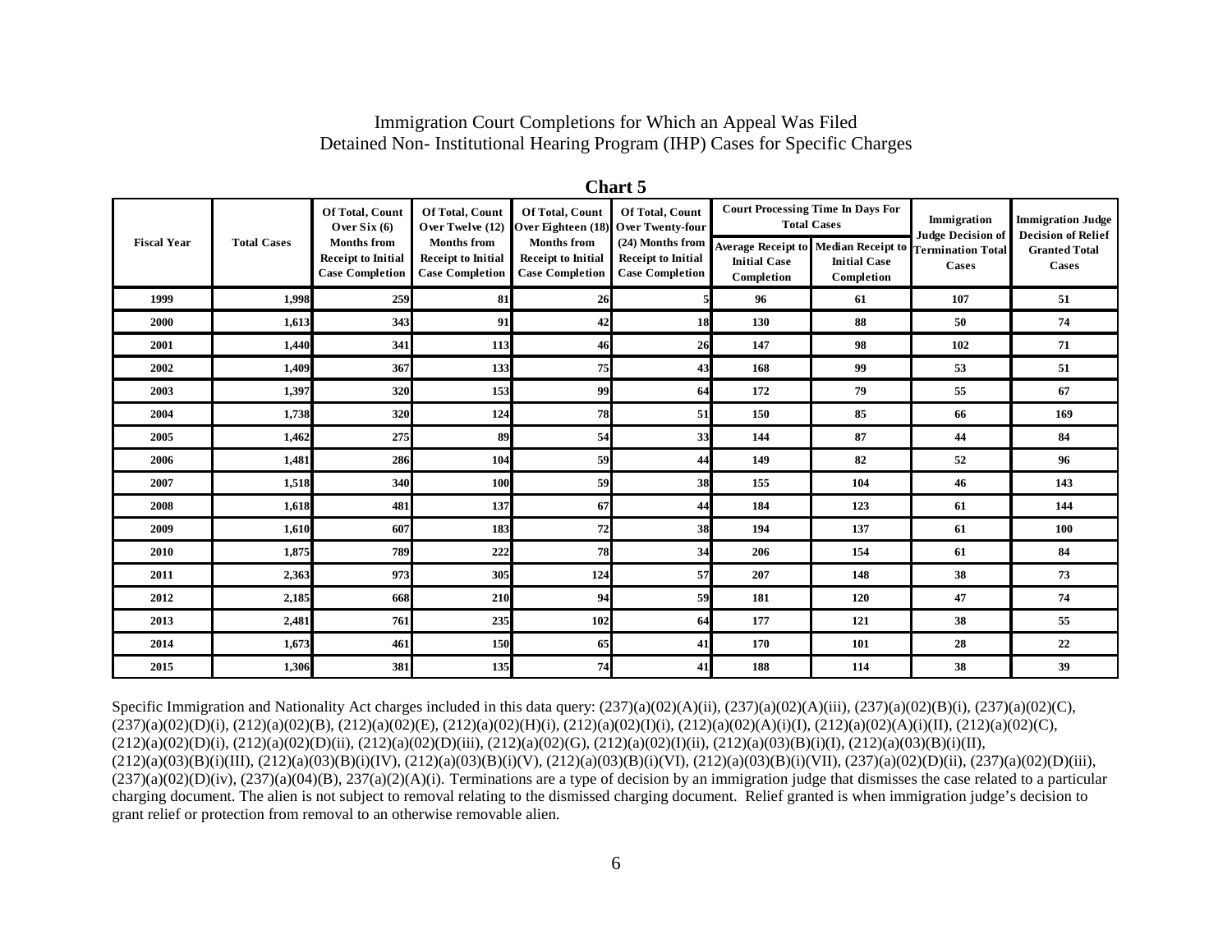# Immigration Court Completions for Which an Appeal Was Filed
## Detained Non- Institutional Hearing Program (IHP) Cases for Specific Charges

**Chart 5**

| Fiscal Year | Total Cases | Of Total, Count Over Six (6) Months from Receipt to Initial Case Completion | Of Total, Count Over Twelve (12) Months from Receipt to Initial Case Completion | Of Total, Count Over Eighteen (18) Months from Receipt to Initial Case Completion | Of Total, Count Over Twenty-four (24) Months from Receipt to Initial Case Completion | Court Processing Time In Days For Total Cases | | Immigration Judge Decision of Termination Total Cases | Immigration Judge Decision of Relief Granted Total Cases |
|---|---|---|---|---|---|---|---|---|---|
| | | | | | | Average Receipt to Initial Case Completion | Median Receipt to Initial Case Completion | | |
| 1999 | 1,998 | 259 | 81 | 26 | 5 | 96 | 61 | 107 | 51 |
| 2000 | 1,613 | 343 | 91 | 42 | 18 | 130 | 88 | 50 | 74 |
| 2001 | 1,440 | 341 | 113 | 46 | 26 | 147 | 98 | 102 | 71 |
| 2002 | 1,409 | 367 | 133 | 75 | 43 | 168 | 99 | 53 | 51 |
| 2003 | 1,397 | 320 | 153 | 99 | 64 | 172 | 79 | 55 | 67 |
| 2004 | 1,738 | 320 | 124 | 78 | 51 | 150 | 85 | 66 | 169 |
| 2005 | 1,462 | 275 | 89 | 54 | 33 | 144 | 87 | 44 | 84 |
| 2006 | 1,481 | 286 | 104 | 59 | 44 | 149 | 82 | 52 | 96 |
| 2007 | 1,518 | 340 | 100 | 59 | 38 | 155 | 104 | 46 | 143 |
| 2008 | 1,618 | 481 | 137 | 67 | 44 | 184 | 123 | 61 | 144 |
| 2009 | 1,610 | 607 | 183 | 72 | 38 | 194 | 137 | 61 | 100 |
| 2010 | 1,875 | 789 | 222 | 78 | 34 | 206 | 154 | 61 | 84 |
| 2011 | 2,363 | 973 | 305 | 124 | 57 | 207 | 148 | 38 | 73 |
| 2012 | 2,185 | 668 | 210 | 94 | 59 | 181 | 120 | 47 | 74 |
| 2013 | 2,481 | 761 | 235 | 102 | 64 | 177 | 121 | 38 | 55 |
| 2014 | 1,673 | 461 | 150 | 65 | 41 | 170 | 101 | 28 | 22 |
| 2015 | 1,306 | 381 | 135 | 74 | 41 | 188 | 114 | 38 | 39 |

Specific Immigration and Nationality Act charges included in this data query: (237)(a)(02)(A)(ii), (237)(a)(02)(A)(iii), (237)(a)(02)(B)(i), (237)(a)(02)(C), (237)(a)(02)(D)(i), (212)(a)(02)(B), (212)(a)(02)(E), (212)(a)(02)(H)(i), (212)(a)(02)(I)(i), (212)(a)(02)(A)(i)(I), (212)(a)(02)(A)(i)(II), (212)(a)(02)(C), (212)(a)(02)(D)(i), (212)(a)(02)(D)(ii), (212)(a)(02)(D)(iii), (212)(a)(02)(G), (212)(a)(02)(I)(ii), (212)(a)(03)(B)(i)(I), (212)(a)(03)(B)(i)(II), (212)(a)(03)(B)(i)(III), (212)(a)(03)(B)(i)(IV), (212)(a)(03)(B)(i)(V), (212)(a)(03)(B)(i)(VI), (212)(a)(03)(B)(i)(VII), (237)(a)(02)(D)(ii), (237)(a)(02)(D)(iii), (237)(a)(02)(D)(iv), (237)(a)(04)(B), 237(a)(2)(A)(i). Terminations are a type of decision by an immigration judge that dismisses the case related to a particular charging document. The alien is not subject to removal relating to the dismissed charging document. Relief granted is when immigration judge's decision to grant relief or protection from removal to an otherwise removable alien.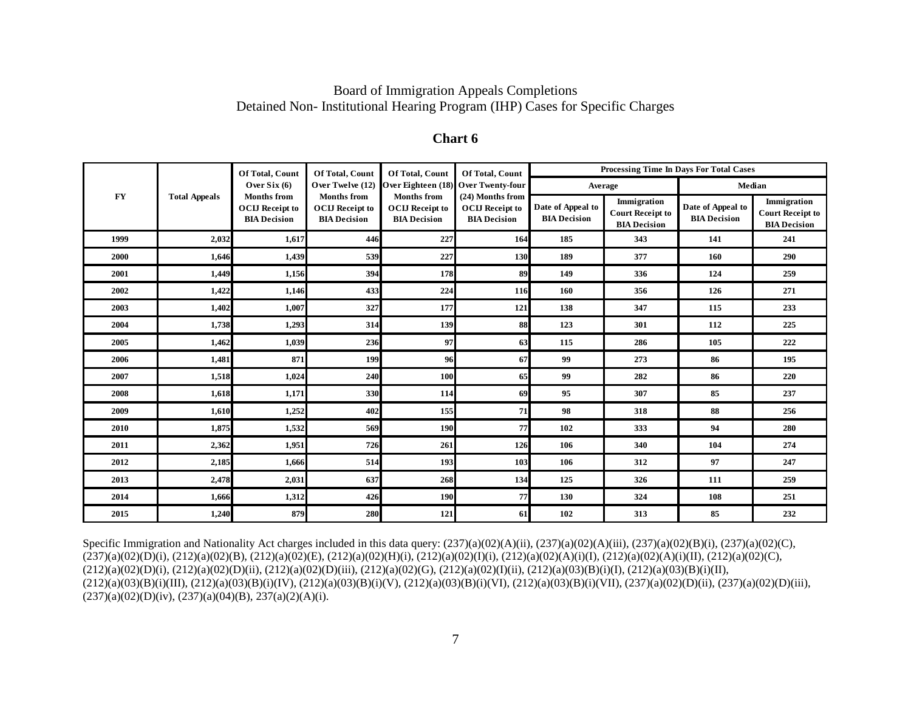# Board of Immigration Appeals Completions
## Detained Non- Institutional Hearing Program (IHP) Cases for Specific Charges

**Chart 6**

| FY | Total Appeals | Of Total, Count Over Six (6) Months from OCIJ Receipt to BIA Decision | Of Total, Count Over Twelve (12) Months from OCIJ Receipt to BIA Decision | Of Total, Count Over Eighteen (18) Months from OCIJ Receipt to BIA Decision | Of Total, Count Over Twenty-four (24) Months from OCIJ Receipt to BIA Decision | Processing Time In Days For Total Cases | | | |
|---|---|---|---|---|---|---|---|---|---|
| | | | | | | Average | | Median | |
| | | | | | | Date of Appeal to BIA Decision | Immigration Court Receipt to BIA Decision | Date of Appeal to BIA Decision | Immigration Court Receipt to BIA Decision |
| 1999 | 2,032 | 1,617 | 446 | 227 | 164 | 185 | 343 | 141 | 241 |
| 2000 | 1,646 | 1,439 | 539 | 227 | 130 | 189 | 377 | 160 | 290 |
| 2001 | 1,449 | 1,156 | 394 | 178 | 89 | 149 | 336 | 124 | 259 |
| 2002 | 1,422 | 1,146 | 433 | 224 | 116 | 160 | 356 | 126 | 271 |
| 2003 | 1,402 | 1,007 | 327 | 177 | 121 | 138 | 347 | 115 | 233 |
| 2004 | 1,738 | 1,293 | 314 | 139 | 88 | 123 | 301 | 112 | 225 |
| 2005 | 1,462 | 1,039 | 236 | 97 | 63 | 115 | 286 | 105 | 222 |
| 2006 | 1,481 | 871 | 199 | 96 | 67 | 99 | 273 | 86 | 195 |
| 2007 | 1,518 | 1,024 | 240 | 100 | 65 | 99 | 282 | 86 | 220 |
| 2008 | 1,618 | 1,171 | 330 | 114 | 69 | 95 | 307 | 85 | 237 |
| 2009 | 1,610 | 1,252 | 402 | 155 | 71 | 98 | 318 | 88 | 256 |
| 2010 | 1,875 | 1,532 | 569 | 190 | 77 | 102 | 333 | 94 | 280 |
| 2011 | 2,362 | 1,951 | 726 | 261 | 126 | 106 | 340 | 104 | 274 |
| 2012 | 2,185 | 1,666 | 514 | 193 | 103 | 106 | 312 | 97 | 247 |
| 2013 | 2,478 | 2,031 | 637 | 268 | 134 | 125 | 326 | 111 | 259 |
| 2014 | 1,666 | 1,312 | 426 | 190 | 77 | 130 | 324 | 108 | 251 |
| 2015 | 1,240 | 879 | 280 | 121 | 61 | 102 | 313 | 85 | 232 |

Specific Immigration and Nationality Act charges included in this data query: (237)(a)(02)(A)(ii), (237)(a)(02)(A)(iii), (237)(a)(02)(B)(i), (237)(a)(02)(C), (237)(a)(02)(D)(i), (212)(a)(02)(B), (212)(a)(02)(E), (212)(a)(02)(H)(i), (212)(a)(02)(I)(i), (212)(a)(02)(A)(i)(I), (212)(a)(02)(A)(i)(II), (212)(a)(02)(C), (212)(a)(02)(D)(i), (212)(a)(02)(D)(ii), (212)(a)(02)(D)(iii), (212)(a)(02)(G), (212)(a)(02)(I)(ii), (212)(a)(03)(B)(i)(I), (212)(a)(03)(B)(i)(II), (212)(a)(03)(B)(i)(III), (212)(a)(03)(B)(i)(IV), (212)(a)(03)(B)(i)(V), (212)(a)(03)(B)(i)(VI), (212)(a)(03)(B)(i)(VII), (237)(a)(02)(D)(ii), (237)(a)(02)(D)(iii), (237)(a)(02)(D)(iv), (237)(a)(04)(B), 237(a)(2)(A)(i).